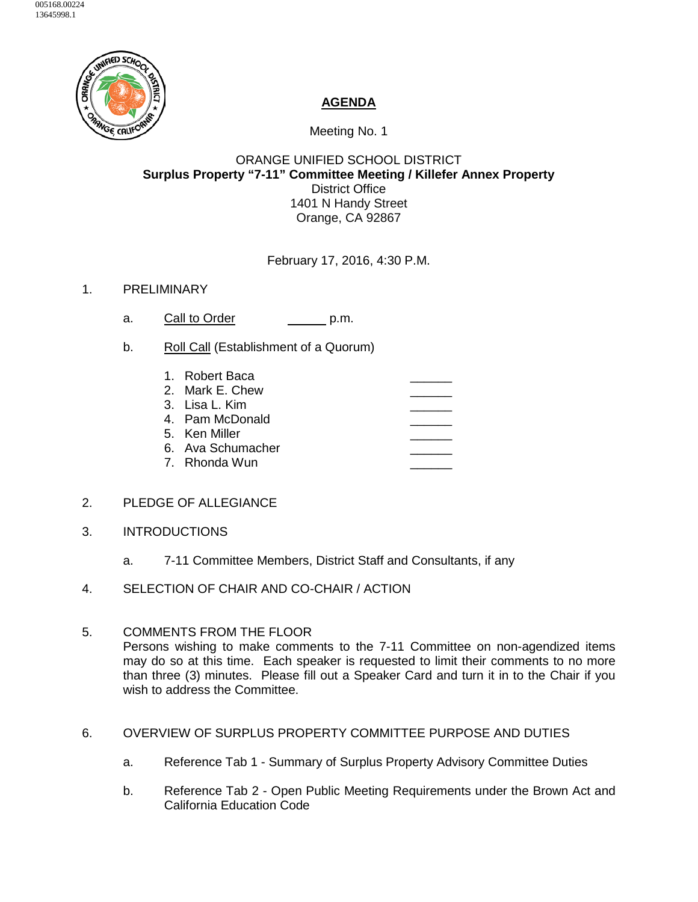005168.00224
13645998.1

# AGENDA

Meeting No. 1

ORANGE UNIFIED SCHOOL DISTRICT
**Surplus Property "7-11" Committee Meeting / Killefer Annex Property**
District Office
1401 N Handy Street
Orange, CA 92867

February 17, 2016, 4:30 P.M.

1. PRELIMINARY

   a. Call to Order ______ p.m.

   b. Roll Call (Establishment of a Quorum)

      1. Robert Baca ______
      2. Mark E. Chew ______
      3. Lisa L. Kim ______
      4. Pam McDonald ______
      5. Ken Miller ______
      6. Ava Schumacher ______
      7. Rhonda Wun ______

2. PLEDGE OF ALLEGIANCE

3. INTRODUCTIONS

   a. 7-11 Committee Members, District Staff and Consultants, if any

4. SELECTION OF CHAIR AND CO-CHAIR / ACTION

5. COMMENTS FROM THE FLOOR
   Persons wishing to make comments to the 7-11 Committee on non-agendized items may do so at this time. Each speaker is requested to limit their comments to no more than three (3) minutes. Please fill out a Speaker Card and turn it in to the Chair if you wish to address the Committee.

6. OVERVIEW OF SURPLUS PROPERTY COMMITTEE PURPOSE AND DUTIES

   a. Reference Tab 1 - Summary of Surplus Property Advisory Committee Duties

   b. Reference Tab 2 - Open Public Meeting Requirements under the Brown Act and California Education Code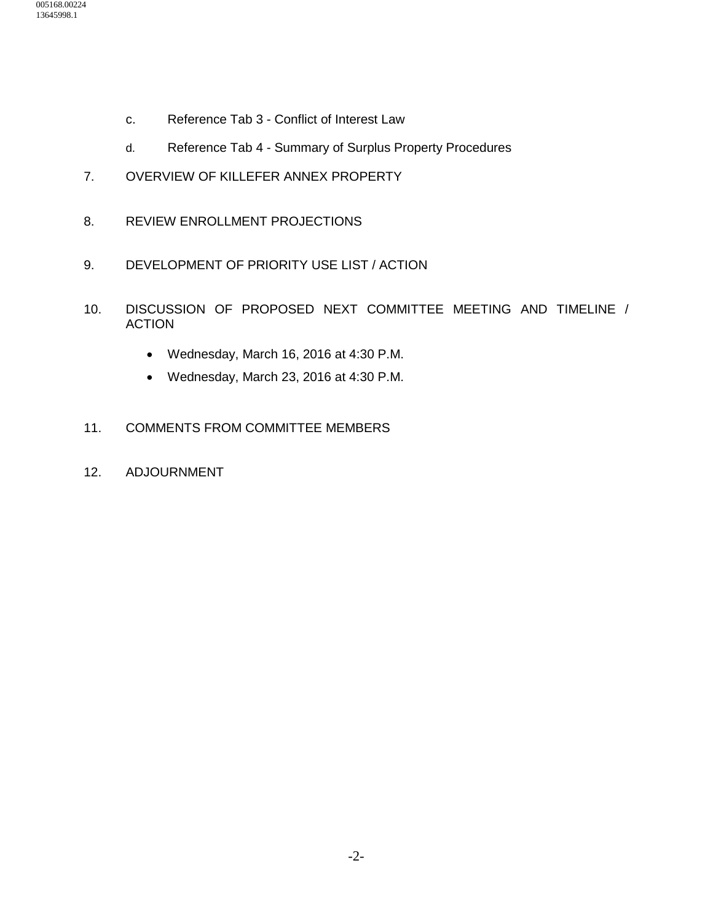c. Reference Tab 3 - Conflict of Interest Law

d. Reference Tab 4 - Summary of Surplus Property Procedures

7. OVERVIEW OF KILLEFER ANNEX PROPERTY

8. REVIEW ENROLLMENT PROJECTIONS

9. DEVELOPMENT OF PRIORITY USE LIST / ACTION

10. DISCUSSION OF PROPOSED NEXT COMMITTEE MEETING AND TIMELINE / ACTION

    - Wednesday, March 16, 2016 at 4:30 P.M.
    - Wednesday, March 23, 2016 at 4:30 P.M.

11. COMMENTS FROM COMMITTEE MEMBERS

12. ADJOURNMENT